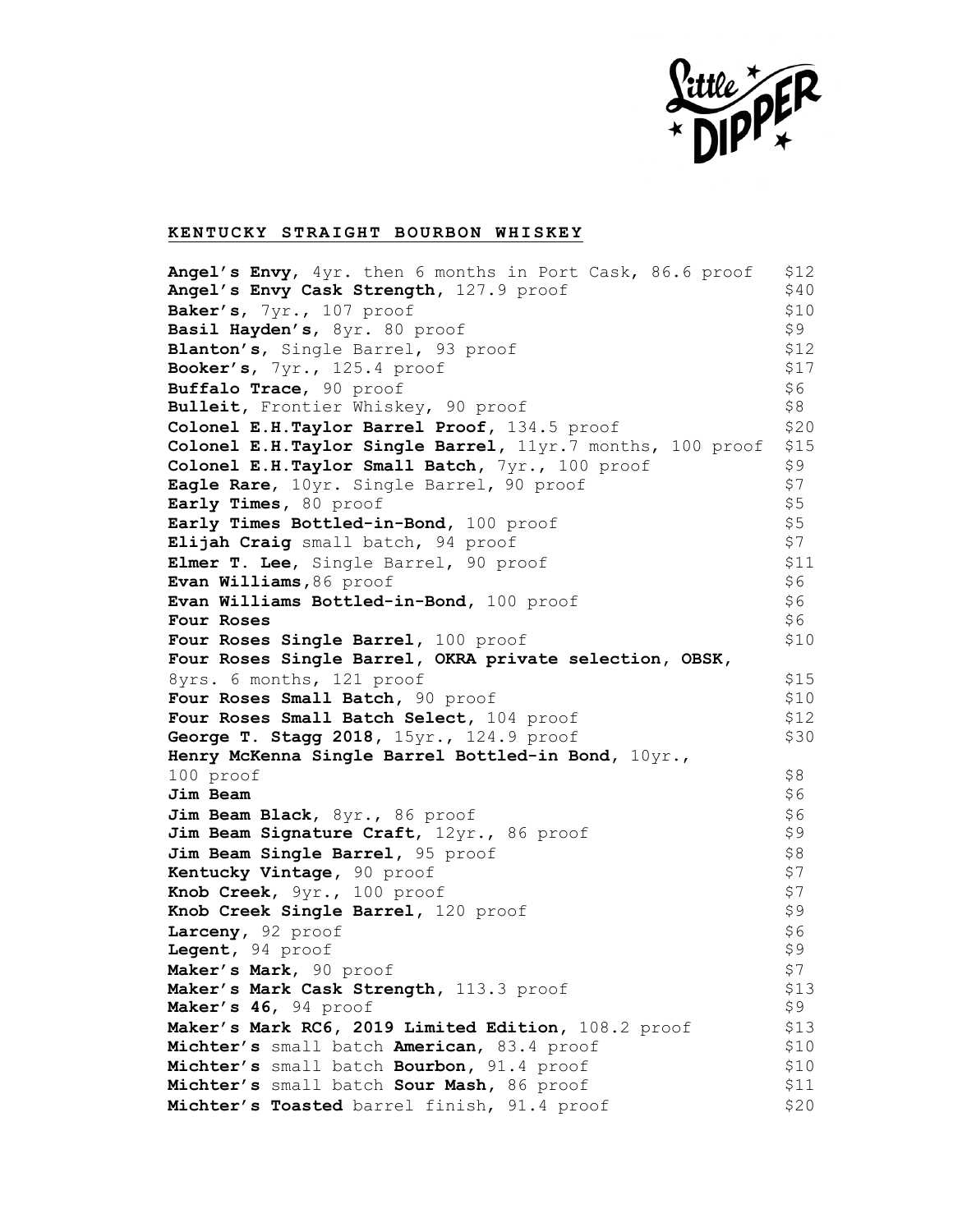Little ★ DIPPER ★

## KENTUCKY STRAIGHT BOURBON WHISKEY

| Item | Price |
|---|---|
| **Angel's Envy**, 4yr. then 6 months in Port Cask, 86.6 proof | $12 |
| **Angel's Envy Cask Strength**, 127.9 proof | $40 |
| **Baker's**, 7yr., 107 proof | $10 |
| **Basil Hayden's**, 8yr. 80 proof | $9 |
| **Blanton's**, Single Barrel, 93 proof | $12 |
| **Booker's**, 7yr., 125.4 proof | $17 |
| **Buffalo Trace**, 90 proof | $6 |
| **Bulleit**, Frontier Whiskey, 90 proof | $8 |
| **Colonel E.H.Taylor Barrel Proof**, 134.5 proof | $20 |
| **Colonel E.H.Taylor Single Barrel**, 11yr.7 months, 100 proof | $15 |
| **Colonel E.H.Taylor Small Batch**, 7yr., 100 proof | $9 |
| **Eagle Rare**, 10yr. Single Barrel, 90 proof | $7 |
| **Early Times**, 80 proof | $5 |
| **Early Times Bottled-in-Bond**, 100 proof | $5 |
| **Elijah Craig** small batch, 94 proof | $7 |
| **Elmer T. Lee**, Single Barrel, 90 proof | $11 |
| **Evan Williams**, 86 proof | $6 |
| **Evan Williams Bottled-in-Bond**, 100 proof | $6 |
| **Four Roses** | $6 |
| **Four Roses Single Barrel**, 100 proof | $10 |
| **Four Roses Single Barrel, OKRA private selection, OBSK**, 8yrs. 6 months, 121 proof | $15 |
| **Four Roses Small Batch**, 90 proof | $10 |
| **Four Roses Small Batch Select**, 104 proof | $12 |
| **George T. Stagg 2018**, 15yr., 124.9 proof | $30 |
| **Henry McKenna Single Barrel Bottled-in Bond**, 10yr., 100 proof | $8 |
| **Jim Beam** | $6 |
| **Jim Beam Black**, 8yr., 86 proof | $6 |
| **Jim Beam Signature Craft**, 12yr., 86 proof | $9 |
| **Jim Beam Single Barrel**, 95 proof | $8 |
| **Kentucky Vintage**, 90 proof | $7 |
| **Knob Creek**, 9yr., 100 proof | $7 |
| **Knob Creek Single Barrel**, 120 proof | $9 |
| **Larceny**, 92 proof | $6 |
| **Legent**, 94 proof | $9 |
| **Maker's Mark**, 90 proof | $7 |
| **Maker's Mark Cask Strength**, 113.3 proof | $13 |
| **Maker's 46**, 94 proof | $9 |
| **Maker's Mark RC6, 2019 Limited Edition**, 108.2 proof | $13 |
| **Michter's** small batch **American**, 83.4 proof | $10 |
| **Michter's** small batch **Bourbon**, 91.4 proof | $10 |
| **Michter's** small batch **Sour Mash**, 86 proof | $11 |
| **Michter's Toasted** barrel finish, 91.4 proof | $20 |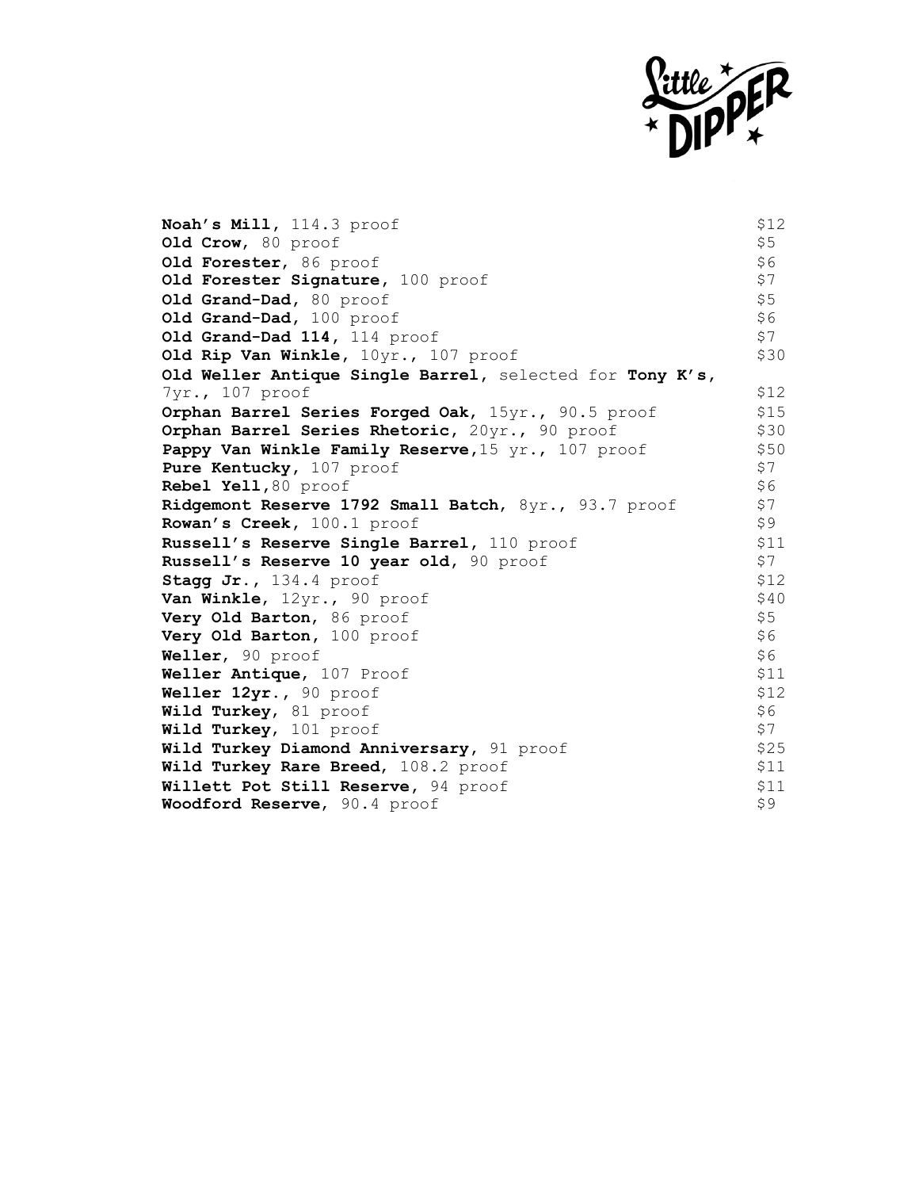Little DIPPER

| | |
|---|---|
| **Noah's Mill**, 114.3 proof | $12 |
| **Old Crow**, 80 proof | $5 |
| **Old Forester**, 86 proof | $6 |
| **Old Forester Signature**, 100 proof | $7 |
| **Old Grand-Dad**, 80 proof | $5 |
| **Old Grand-Dad**, 100 proof | $6 |
| **Old Grand-Dad 114**, 114 proof | $7 |
| **Old Rip Van Winkle**, 10yr., 107 proof | $30 |
| **Old Weller Antique Single Barrel**, selected for **Tony K's**, 7yr., 107 proof | $12 |
| **Orphan Barrel Series Forged Oak**, 15yr., 90.5 proof | $15 |
| **Orphan Barrel Series Rhetoric**, 20yr., 90 proof | $30 |
| **Pappy Van Winkle Family Reserve**,15 yr., 107 proof | $50 |
| **Pure Kentucky**, 107 proof | $7 |
| **Rebel Yell**,80 proof | $6 |
| **Ridgemont Reserve 1792 Small Batch**, 8yr., 93.7 proof | $7 |
| **Rowan's Creek**, 100.1 proof | $9 |
| **Russell's Reserve Single Barrel**, 110 proof | $11 |
| **Russell's Reserve 10 year old**, 90 proof | $7 |
| **Stagg Jr.**, 134.4 proof | $12 |
| **Van Winkle**, 12yr., 90 proof | $40 |
| **Very Old Barton**, 86 proof | $5 |
| **Very Old Barton**, 100 proof | $6 |
| **Weller**, 90 proof | $6 |
| **Weller Antique**, 107 Proof | $11 |
| **Weller 12yr.**, 90 proof | $12 |
| **Wild Turkey**, 81 proof | $6 |
| **Wild Turkey**, 101 proof | $7 |
| **Wild Turkey Diamond Anniversary**, 91 proof | $25 |
| **Wild Turkey Rare Breed**, 108.2 proof | $11 |
| **Willett Pot Still Reserve**, 94 proof | $11 |
| **Woodford Reserve**, 90.4 proof | $9 |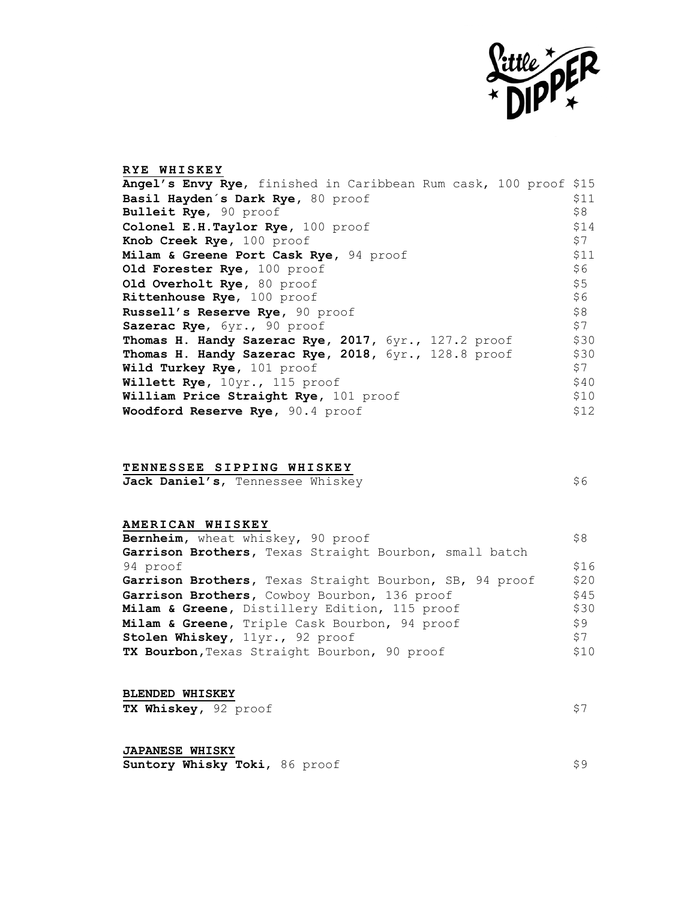## RYE WHISKEY

| Item | Price |
|---|---|
| **Angel's Envy Rye**, finished in Caribbean Rum cask, 100 proof | $15 |
| **Basil Hayden´s Dark Rye**, 80 proof | $11 |
| **Bulleit Rye**, 90 proof | $8 |
| **Colonel E.H.Taylor Rye**, 100 proof | $14 |
| **Knob Creek Rye**, 100 proof | $7 |
| **Milam & Greene Port Cask Rye**, 94 proof | $11 |
| **Old Forester Rye**, 100 proof | $6 |
| **Old Overholt Rye**, 80 proof | $5 |
| **Rittenhouse Rye**, 100 proof | $6 |
| **Russell's Reserve Rye**, 90 proof | $8 |
| **Sazerac Rye**, 6yr., 90 proof | $7 |
| **Thomas H. Handy Sazerac Rye, 2017**, 6yr., 127.2 proof | $30 |
| **Thomas H. Handy Sazerac Rye, 2018**, 6yr., 128.8 proof | $30 |
| **Wild Turkey Rye**, 101 proof | $7 |
| **Willett Rye**, 10yr., 115 proof | $40 |
| **William Price Straight Rye**, 101 proof | $10 |
| **Woodford Reserve Rye**, 90.4 proof | $12 |

## TENNESSEE SIPPING WHISKEY

| Item | Price |
|---|---|
| **Jack Daniel's**, Tennessee Whiskey | $6 |

## AMERICAN WHISKEY

| Item | Price |
|---|---|
| **Bernheim**, wheat whiskey, 90 proof | $8 |
| **Garrison Brothers**, Texas Straight Bourbon, small batch 94 proof | $16 |
| **Garrison Brothers**, Texas Straight Bourbon, SB, 94 proof | $20 |
| **Garrison Brothers**, Cowboy Bourbon, 136 proof | $45 |
| **Milam & Greene**, Distillery Edition, 115 proof | $30 |
| **Milam & Greene**, Triple Cask Bourbon, 94 proof | $9 |
| **Stolen Whiskey**, 11yr., 92 proof | $7 |
| **TX Bourbon**, Texas Straight Bourbon, 90 proof | $10 |

## BLENDED WHISKEY

| Item | Price |
|---|---|
| **TX Whiskey**, 92 proof | $7 |

## JAPANESE WHISKY

| Item | Price |
|---|---|
| **Suntory Whisky Toki**, 86 proof | $9 |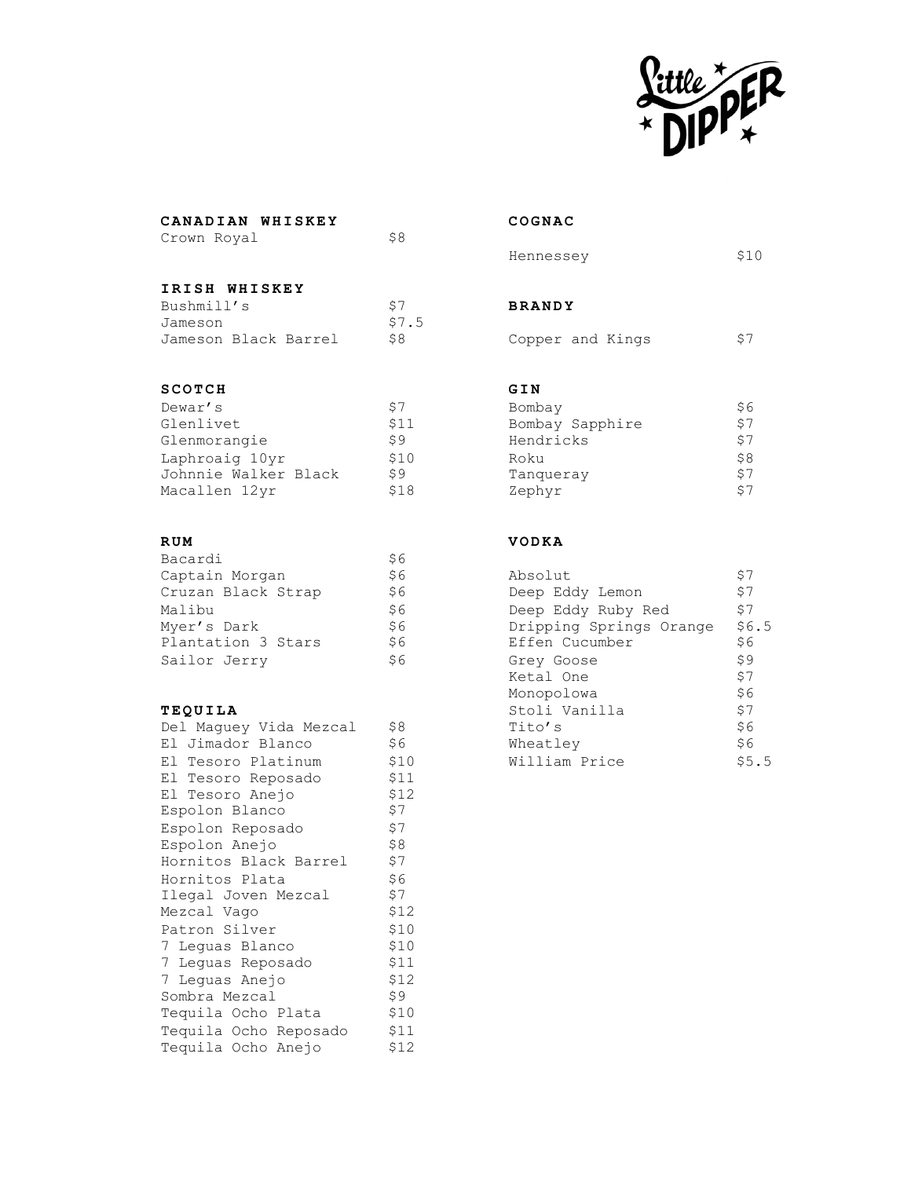Little DIPPER

## CANADIAN WHISKEY

| | |
|---|---|
| Crown Royal | $8 |

## IRISH WHISKEY

| | |
|---|---|
| Bushmill's | $7 |
| Jameson | $7.5 |
| Jameson Black Barrel | $8 |

## SCOTCH

| | |
|---|---|
| Dewar's | $7 |
| Glenlivet | $11 |
| Glenmorangie | $9 |
| Laphroaig 10yr | $10 |
| Johnnie Walker Black | $9 |
| Macallen 12yr | $18 |

## RUM

| | |
|---|---|
| Bacardi | $6 |
| Captain Morgan | $6 |
| Cruzan Black Strap | $6 |
| Malibu | $6 |
| Myer's Dark | $6 |
| Plantation 3 Stars | $6 |
| Sailor Jerry | $6 |

## TEQUILA

| | |
|---|---|
| Del Maguey Vida Mezcal | $8 |
| El Jimador Blanco | $6 |
| El Tesoro Platinum | $10 |
| El Tesoro Reposado | $11 |
| El Tesoro Anejo | $12 |
| Espolon Blanco | $7 |
| Espolon Reposado | $7 |
| Espolon Anejo | $8 |
| Hornitos Black Barrel | $7 |
| Hornitos Plata | $6 |
| Ilegal Joven Mezcal | $7 |
| Mezcal Vago | $12 |
| Patron Silver | $10 |
| 7 Leguas Blanco | $10 |
| 7 Leguas Reposado | $11 |
| 7 Leguas Anejo | $12 |
| Sombra Mezcal | $9 |
| Tequila Ocho Plata | $10 |
| Tequila Ocho Reposado | $11 |
| Tequila Ocho Anejo | $12 |

## COGNAC

| | |
|---|---|
| Hennessey | $10 |

## BRANDY

| | |
|---|---|
| Copper and Kings | $7 |

## GIN

| | |
|---|---|
| Bombay | $6 |
| Bombay Sapphire | $7 |
| Hendricks | $7 |
| Roku | $8 |
| Tanqueray | $7 |
| Zephyr | $7 |

## VODKA

| | |
|---|---|
| Absolut | $7 |
| Deep Eddy Lemon | $7 |
| Deep Eddy Ruby Red | $7 |
| Dripping Springs Orange | $6.5 |
| Effen Cucumber | $6 |
| Grey Goose | $9 |
| Ketal One | $7 |
| Monopolowa | $6 |
| Stoli Vanilla | $7 |
| Tito's | $6 |
| Wheatley | $6 |
| William Price | $5.5 |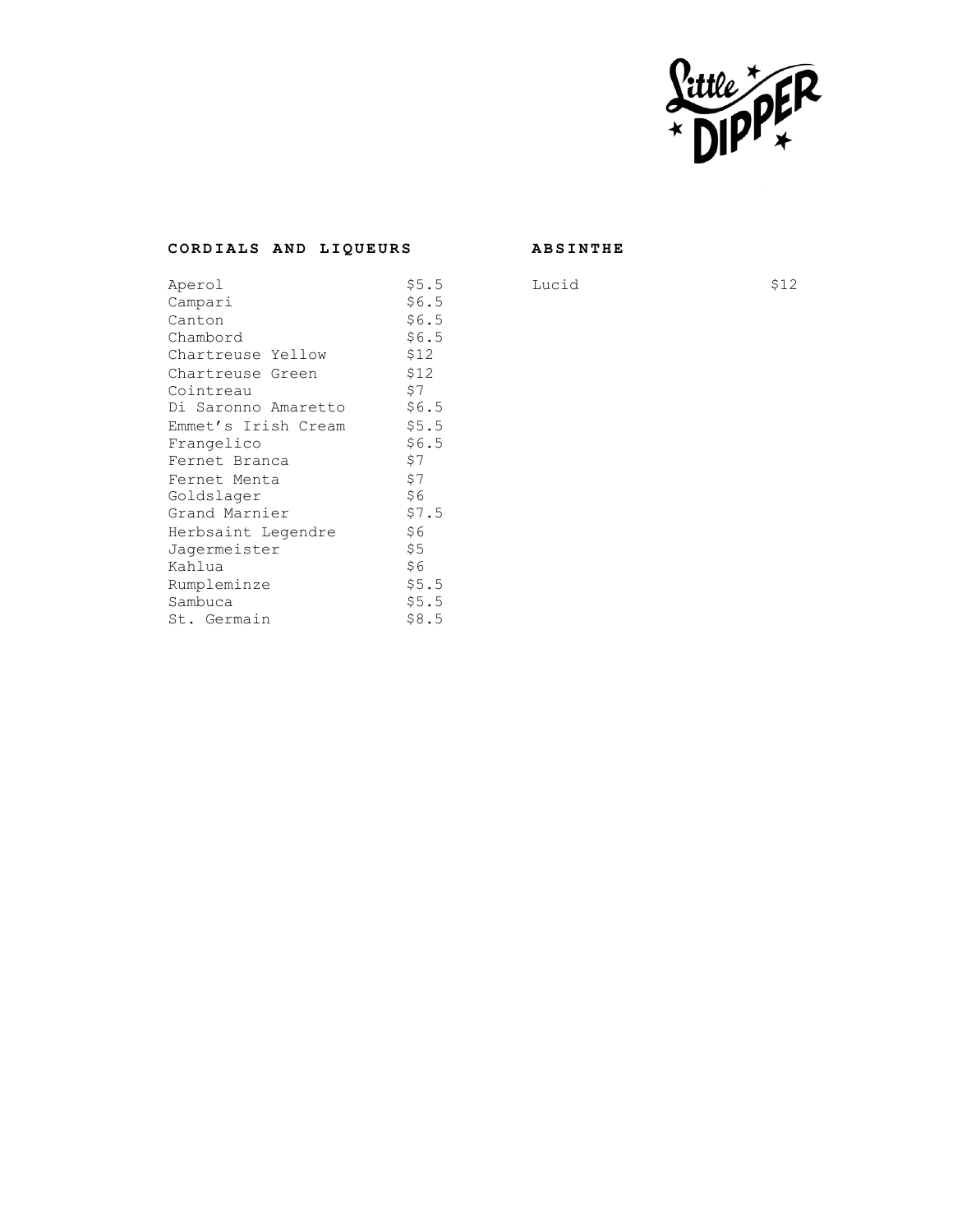Little Dipper

## CORDIALS AND LIQUEURS

| Item | Price |
|---|---|
| Aperol | $5.5 |
| Campari | $6.5 |
| Canton | $6.5 |
| Chambord | $6.5 |
| Chartreuse Yellow | $12 |
| Chartreuse Green | $12 |
| Cointreau | $7 |
| Di Saronno Amaretto | $6.5 |
| Emmet's Irish Cream | $5.5 |
| Frangelico | $6.5 |
| Fernet Branca | $7 |
| Fernet Menta | $7 |
| Goldslager | $6 |
| Grand Marnier | $7.5 |
| Herbsaint Legendre | $6 |
| Jagermeister | $5 |
| Kahlua | $6 |
| Rumpleminze | $5.5 |
| Sambuca | $5.5 |
| St. Germain | $8.5 |

## ABSINTHE

| Item | Price |
|---|---|
| Lucid | $12 |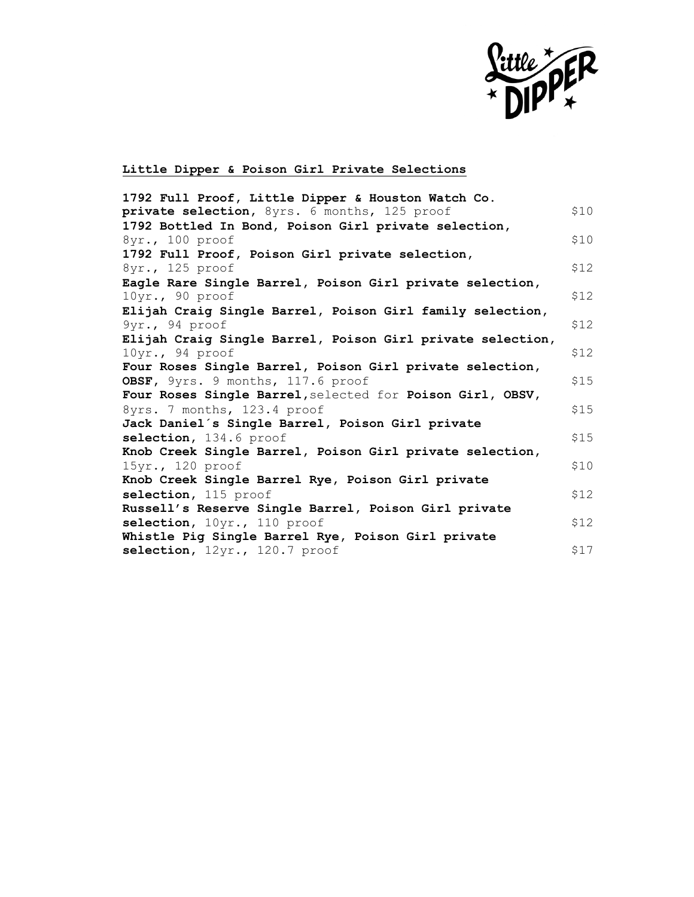## Little Dipper & Poison Girl Private Selections

| Item | Price |
|---|---|
| **1792 Full Proof, Little Dipper & Houston Watch Co. private selection,** 8yrs. 6 months, 125 proof | $10 |
| **1792 Bottled In Bond, Poison Girl private selection,** 8yr., 100 proof | $10 |
| **1792 Full Proof, Poison Girl private selection,** 8yr., 125 proof | $12 |
| **Eagle Rare Single Barrel, Poison Girl private selection,** 10yr., 90 proof | $12 |
| **Elijah Craig Single Barrel, Poison Girl family selection,** 9yr., 94 proof | $12 |
| **Elijah Craig Single Barrel, Poison Girl private selection,** 10yr., 94 proof | $12 |
| **Four Roses Single Barrel, Poison Girl private selection, OBSF,** 9yrs. 9 months, 117.6 proof | $15 |
| **Four Roses Single Barrel,** selected for **Poison Girl, OBSV,** 8yrs. 7 months, 123.4 proof | $15 |
| **Jack Daniel´s Single Barrel, Poison Girl private selection,** 134.6 proof | $15 |
| **Knob Creek Single Barrel, Poison Girl private selection,** 15yr., 120 proof | $10 |
| **Knob Creek Single Barrel Rye, Poison Girl private selection,** 115 proof | $12 |
| **Russell's Reserve Single Barrel, Poison Girl private selection,** 10yr., 110 proof | $12 |
| **Whistle Pig Single Barrel Rye, Poison Girl private selection,** 12yr., 120.7 proof | $17 |